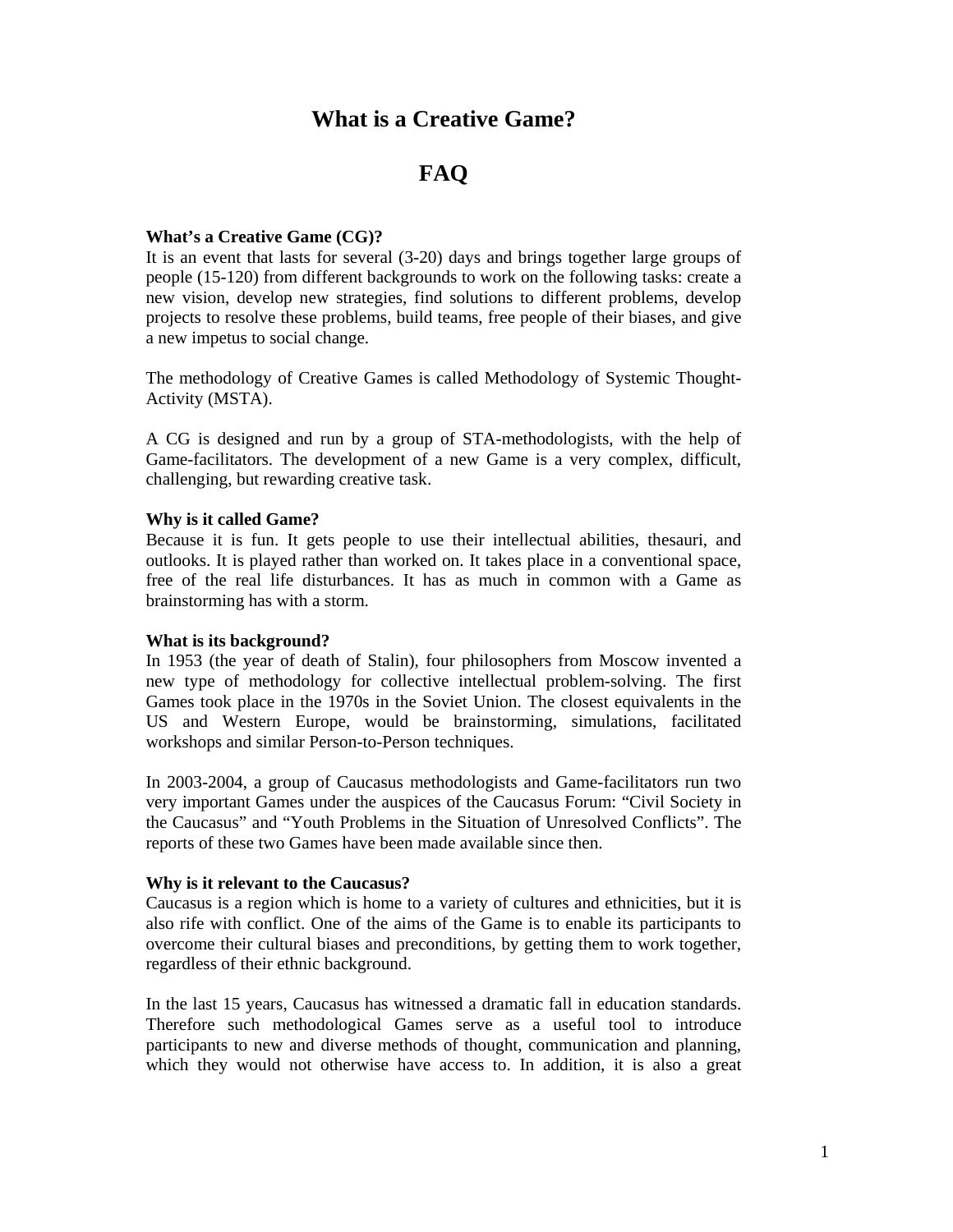# What is a Creative Game?

# FAQ

**What's a Creative Game (CG)?**

It is an event that lasts for several (3-20) days and brings together large groups of people (15-120) from different backgrounds to work on the following tasks: create a new vision, develop new strategies, find solutions to different problems, develop projects to resolve these problems, build teams, free people of their biases, and give a new impetus to social change.

The methodology of Creative Games is called Methodology of Systemic Thought-Activity (MSTA).

A CG is designed and run by a group of STA-methodologists, with the help of Game-facilitators. The development of a new Game is a very complex, difficult, challenging, but rewarding creative task.

**Why is it called Game?**

Because it is fun. It gets people to use their intellectual abilities, thesauri, and outlooks. It is played rather than worked on. It takes place in a conventional space, free of the real life disturbances. It has as much in common with a Game as brainstorming has with a storm.

**What is its background?**

In 1953 (the year of death of Stalin), four philosophers from Moscow invented a new type of methodology for collective intellectual problem-solving. The first Games took place in the 1970s in the Soviet Union. The closest equivalents in the US and Western Europe, would be brainstorming, simulations, facilitated workshops and similar Person-to-Person techniques.

In 2003-2004, a group of Caucasus methodologists and Game-facilitators run two very important Games under the auspices of the Caucasus Forum: "Civil Society in the Caucasus" and "Youth Problems in the Situation of Unresolved Conflicts". The reports of these two Games have been made available since then.

**Why is it relevant to the Caucasus?**

Caucasus is a region which is home to a variety of cultures and ethnicities, but it is also rife with conflict. One of the aims of the Game is to enable its participants to overcome their cultural biases and preconditions, by getting them to work together, regardless of their ethnic background.

In the last 15 years, Caucasus has witnessed a dramatic fall in education standards. Therefore such methodological Games serve as a useful tool to introduce participants to new and diverse methods of thought, communication and planning, which they would not otherwise have access to. In addition, it is also a great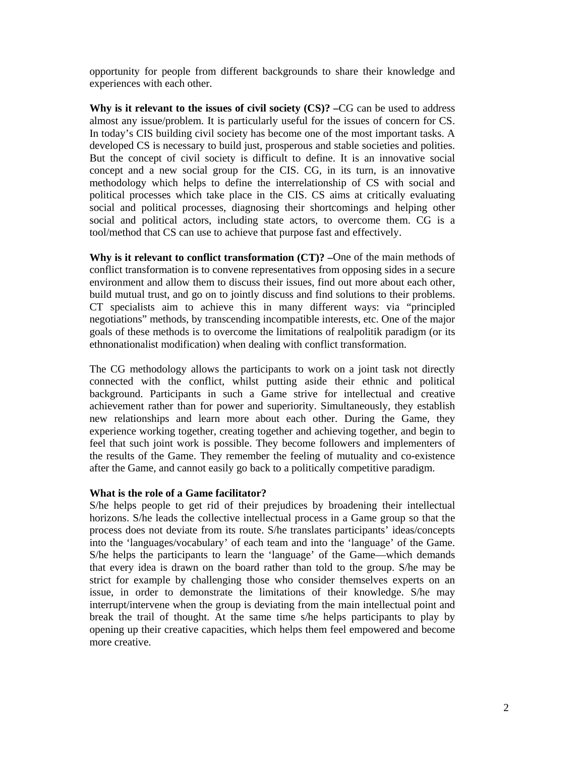opportunity for people from different backgrounds to share their knowledge and experiences with each other.

**Why is it relevant to the issues of civil society (CS)? –**CG can be used to address almost any issue/problem. It is particularly useful for the issues of concern for CS. In today's CIS building civil society has become one of the most important tasks. A developed CS is necessary to build just, prosperous and stable societies and polities. But the concept of civil society is difficult to define. It is an innovative social concept and a new social group for the CIS. CG, in its turn, is an innovative methodology which helps to define the interrelationship of CS with social and political processes which take place in the CIS. CS aims at critically evaluating social and political processes, diagnosing their shortcomings and helping other social and political actors, including state actors, to overcome them. CG is a tool/method that CS can use to achieve that purpose fast and effectively.

**Why is it relevant to conflict transformation (CT)? –**One of the main methods of conflict transformation is to convene representatives from opposing sides in a secure environment and allow them to discuss their issues, find out more about each other, build mutual trust, and go on to jointly discuss and find solutions to their problems. CT specialists aim to achieve this in many different ways: via "principled negotiations" methods, by transcending incompatible interests, etc. One of the major goals of these methods is to overcome the limitations of realpolitik paradigm (or its ethnonationalist modification) when dealing with conflict transformation.

The CG methodology allows the participants to work on a joint task not directly connected with the conflict, whilst putting aside their ethnic and political background. Participants in such a Game strive for intellectual and creative achievement rather than for power and superiority. Simultaneously, they establish new relationships and learn more about each other. During the Game, they experience working together, creating together and achieving together, and begin to feel that such joint work is possible. They become followers and implementers of the results of the Game. They remember the feeling of mutuality and co-existence after the Game, and cannot easily go back to a politically competitive paradigm.

**What is the role of a Game facilitator?**

S/he helps people to get rid of their prejudices by broadening their intellectual horizons. S/he leads the collective intellectual process in a Game group so that the process does not deviate from its route. S/he translates participants' ideas/concepts into the 'languages/vocabulary' of each team and into the 'language' of the Game. S/he helps the participants to learn the 'language' of the Game—which demands that every idea is drawn on the board rather than told to the group. S/he may be strict for example by challenging those who consider themselves experts on an issue, in order to demonstrate the limitations of their knowledge. S/he may interrupt/intervene when the group is deviating from the main intellectual point and break the trail of thought. At the same time s/he helps participants to play by opening up their creative capacities, which helps them feel empowered and become more creative.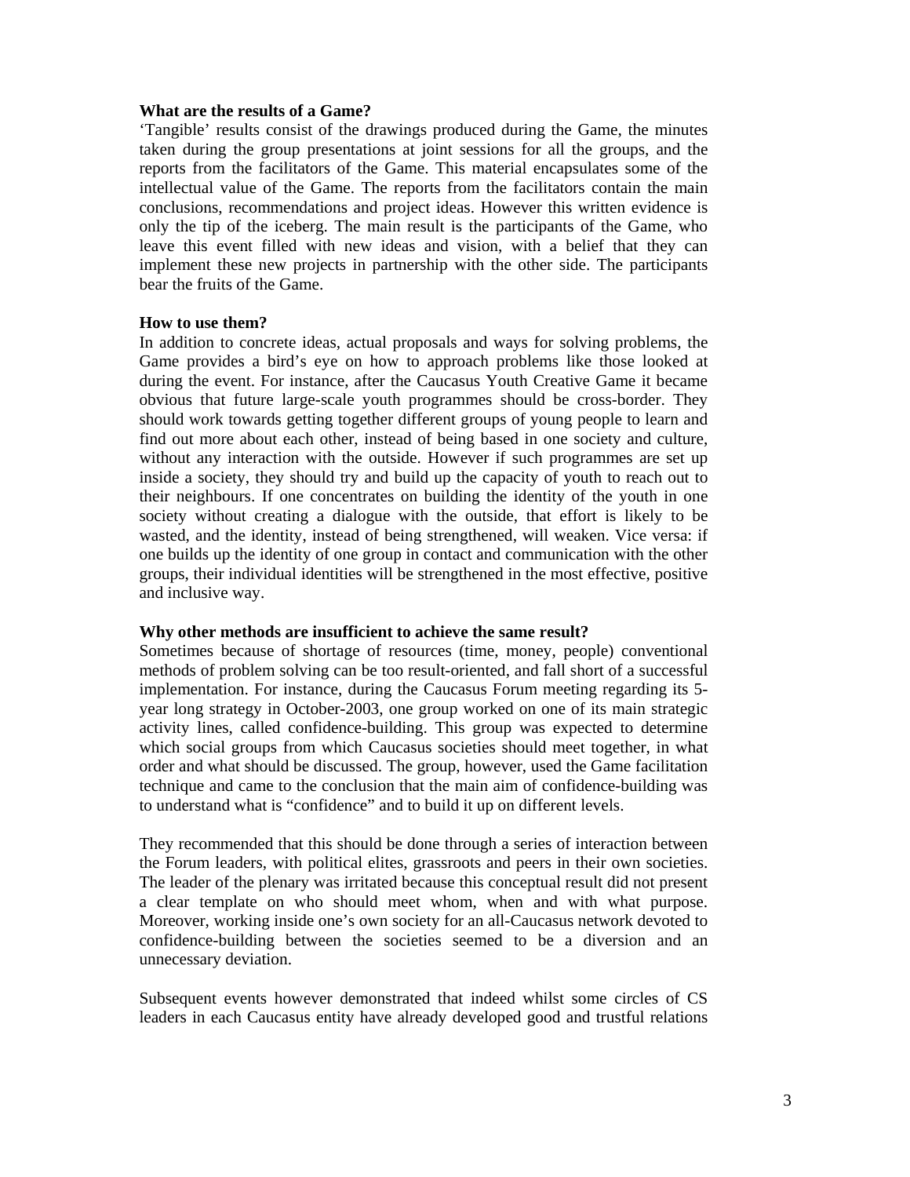**What are the results of a Game?**

'Tangible' results consist of the drawings produced during the Game, the minutes taken during the group presentations at joint sessions for all the groups, and the reports from the facilitators of the Game. This material encapsulates some of the intellectual value of the Game. The reports from the facilitators contain the main conclusions, recommendations and project ideas. However this written evidence is only the tip of the iceberg. The main result is the participants of the Game, who leave this event filled with new ideas and vision, with a belief that they can implement these new projects in partnership with the other side. The participants bear the fruits of the Game.

**How to use them?**

In addition to concrete ideas, actual proposals and ways for solving problems, the Game provides a bird's eye on how to approach problems like those looked at during the event. For instance, after the Caucasus Youth Creative Game it became obvious that future large-scale youth programmes should be cross-border. They should work towards getting together different groups of young people to learn and find out more about each other, instead of being based in one society and culture, without any interaction with the outside. However if such programmes are set up inside a society, they should try and build up the capacity of youth to reach out to their neighbours. If one concentrates on building the identity of the youth in one society without creating a dialogue with the outside, that effort is likely to be wasted, and the identity, instead of being strengthened, will weaken. Vice versa: if one builds up the identity of one group in contact and communication with the other groups, their individual identities will be strengthened in the most effective, positive and inclusive way.

**Why other methods are insufficient to achieve the same result?**

Sometimes because of shortage of resources (time, money, people) conventional methods of problem solving can be too result-oriented, and fall short of a successful implementation. For instance, during the Caucasus Forum meeting regarding its 5-year long strategy in October-2003, one group worked on one of its main strategic activity lines, called confidence-building. This group was expected to determine which social groups from which Caucasus societies should meet together, in what order and what should be discussed. The group, however, used the Game facilitation technique and came to the conclusion that the main aim of confidence-building was to understand what is "confidence" and to build it up on different levels.

They recommended that this should be done through a series of interaction between the Forum leaders, with political elites, grassroots and peers in their own societies. The leader of the plenary was irritated because this conceptual result did not present a clear template on who should meet whom, when and with what purpose. Moreover, working inside one's own society for an all-Caucasus network devoted to confidence-building between the societies seemed to be a diversion and an unnecessary deviation.

Subsequent events however demonstrated that indeed whilst some circles of CS leaders in each Caucasus entity have already developed good and trustful relations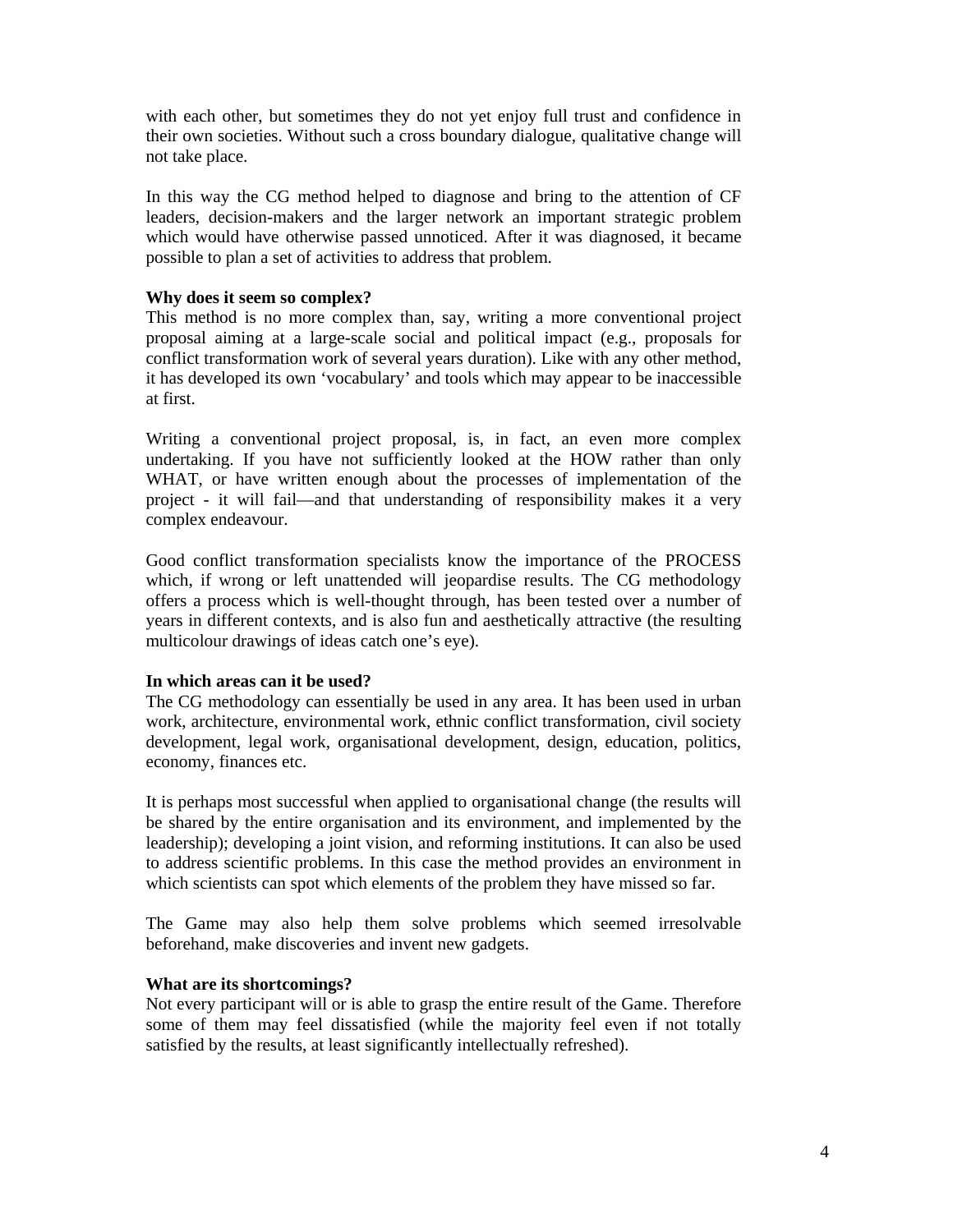with each other, but sometimes they do not yet enjoy full trust and confidence in their own societies. Without such a cross boundary dialogue, qualitative change will not take place.

In this way the CG method helped to diagnose and bring to the attention of CF leaders, decision-makers and the larger network an important strategic problem which would have otherwise passed unnoticed. After it was diagnosed, it became possible to plan a set of activities to address that problem.

**Why does it seem so complex?**
This method is no more complex than, say, writing a more conventional project proposal aiming at a large-scale social and political impact (e.g., proposals for conflict transformation work of several years duration). Like with any other method, it has developed its own 'vocabulary' and tools which may appear to be inaccessible at first.

Writing a conventional project proposal, is, in fact, an even more complex undertaking. If you have not sufficiently looked at the HOW rather than only WHAT, or have written enough about the processes of implementation of the project - it will fail—and that understanding of responsibility makes it a very complex endeavour.

Good conflict transformation specialists know the importance of the PROCESS which, if wrong or left unattended will jeopardise results. The CG methodology offers a process which is well-thought through, has been tested over a number of years in different contexts, and is also fun and aesthetically attractive (the resulting multicolour drawings of ideas catch one's eye).

**In which areas can it be used?**
The CG methodology can essentially be used in any area. It has been used in urban work, architecture, environmental work, ethnic conflict transformation, civil society development, legal work, organisational development, design, education, politics, economy, finances etc.

It is perhaps most successful when applied to organisational change (the results will be shared by the entire organisation and its environment, and implemented by the leadership); developing a joint vision, and reforming institutions. It can also be used to address scientific problems. In this case the method provides an environment in which scientists can spot which elements of the problem they have missed so far.

The Game may also help them solve problems which seemed irresolvable beforehand, make discoveries and invent new gadgets.

**What are its shortcomings?**
Not every participant will or is able to grasp the entire result of the Game. Therefore some of them may feel dissatisfied (while the majority feel even if not totally satisfied by the results, at least significantly intellectually refreshed).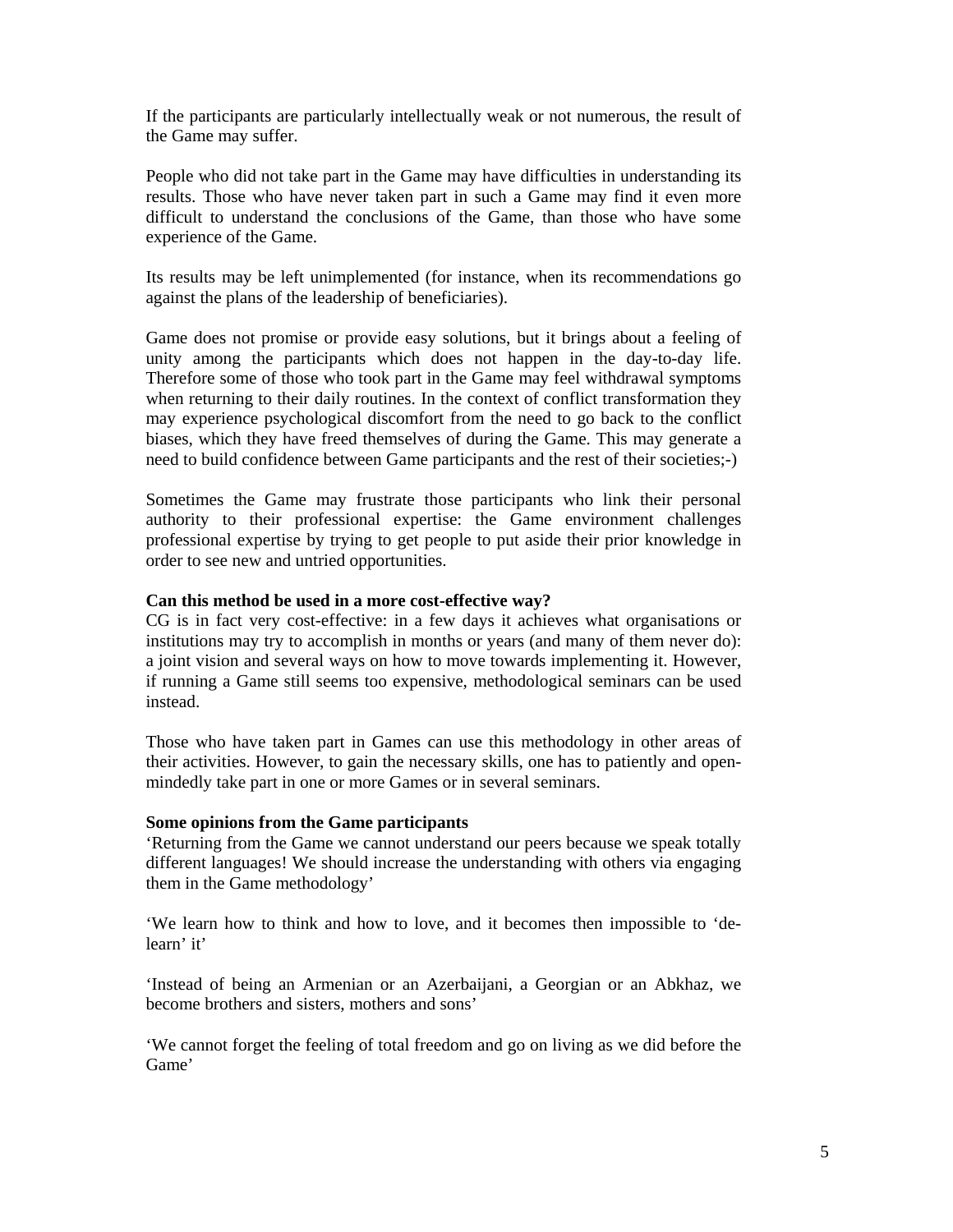If the participants are particularly intellectually weak or not numerous, the result of the Game may suffer.

People who did not take part in the Game may have difficulties in understanding its results. Those who have never taken part in such a Game may find it even more difficult to understand the conclusions of the Game, than those who have some experience of the Game.

Its results may be left unimplemented (for instance, when its recommendations go against the plans of the leadership of beneficiaries).

Game does not promise or provide easy solutions, but it brings about a feeling of unity among the participants which does not happen in the day-to-day life. Therefore some of those who took part in the Game may feel withdrawal symptoms when returning to their daily routines. In the context of conflict transformation they may experience psychological discomfort from the need to go back to the conflict biases, which they have freed themselves of during the Game. This may generate a need to build confidence between Game participants and the rest of their societies;-)

Sometimes the Game may frustrate those participants who link their personal authority to their professional expertise: the Game environment challenges professional expertise by trying to get people to put aside their prior knowledge in order to see new and untried opportunities.

**Can this method be used in a more cost-effective way?**

CG is in fact very cost-effective: in a few days it achieves what organisations or institutions may try to accomplish in months or years (and many of them never do): a joint vision and several ways on how to move towards implementing it. However, if running a Game still seems too expensive, methodological seminars can be used instead.

Those who have taken part in Games can use this methodology in other areas of their activities. However, to gain the necessary skills, one has to patiently and open-mindedly take part in one or more Games or in several seminars.

**Some opinions from the Game participants**

'Returning from the Game we cannot understand our peers because we speak totally different languages! We should increase the understanding with others via engaging them in the Game methodology'

'We learn how to think and how to love, and it becomes then impossible to 'de-learn' it'

'Instead of being an Armenian or an Azerbaijani, a Georgian or an Abkhaz, we become brothers and sisters, mothers and sons'

'We cannot forget the feeling of total freedom and go on living as we did before the Game'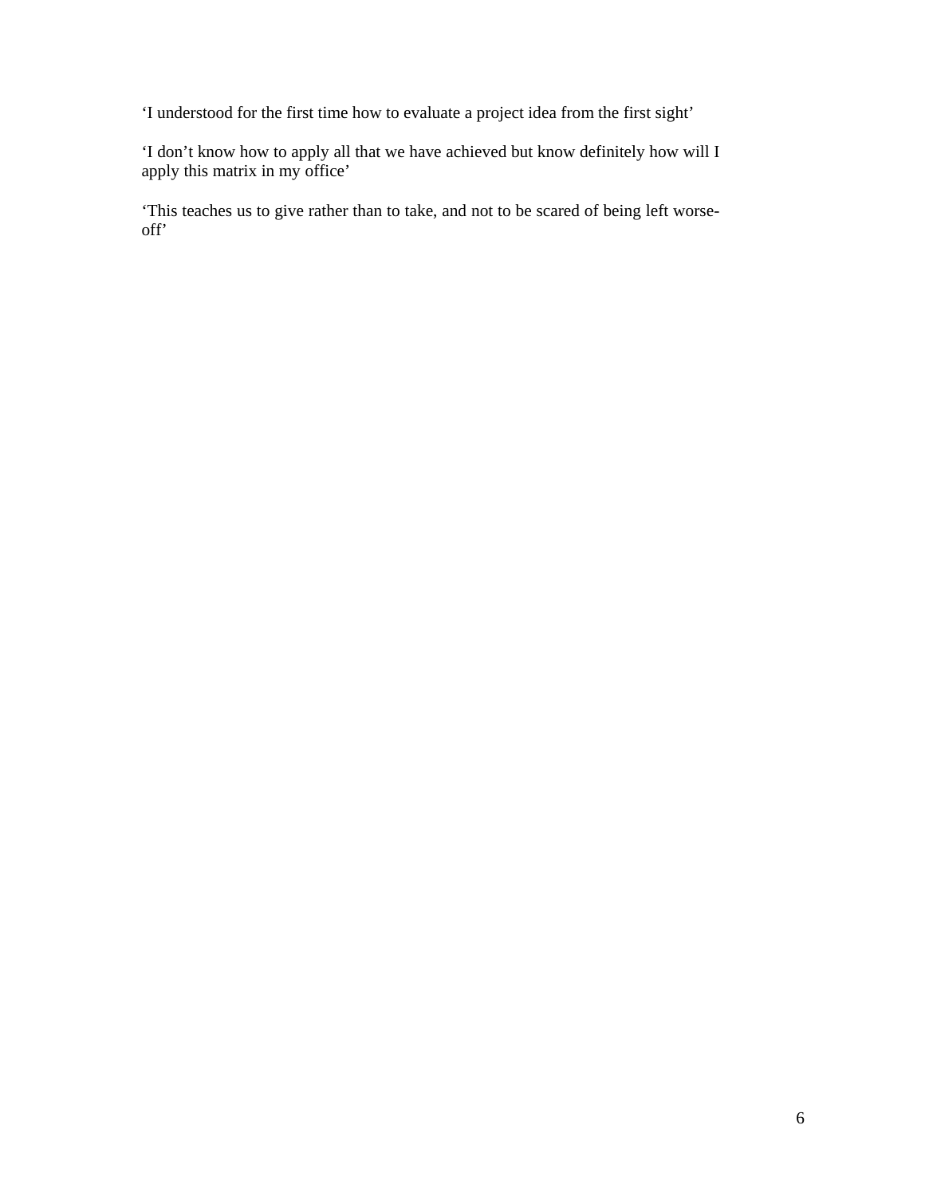‘I understood for the first time how to evaluate a project idea from the first sight’

‘I don’t know how to apply all that we have achieved but know definitely how will I apply this matrix in my office’

‘This teaches us to give rather than to take, and not to be scared of being left worse-off’